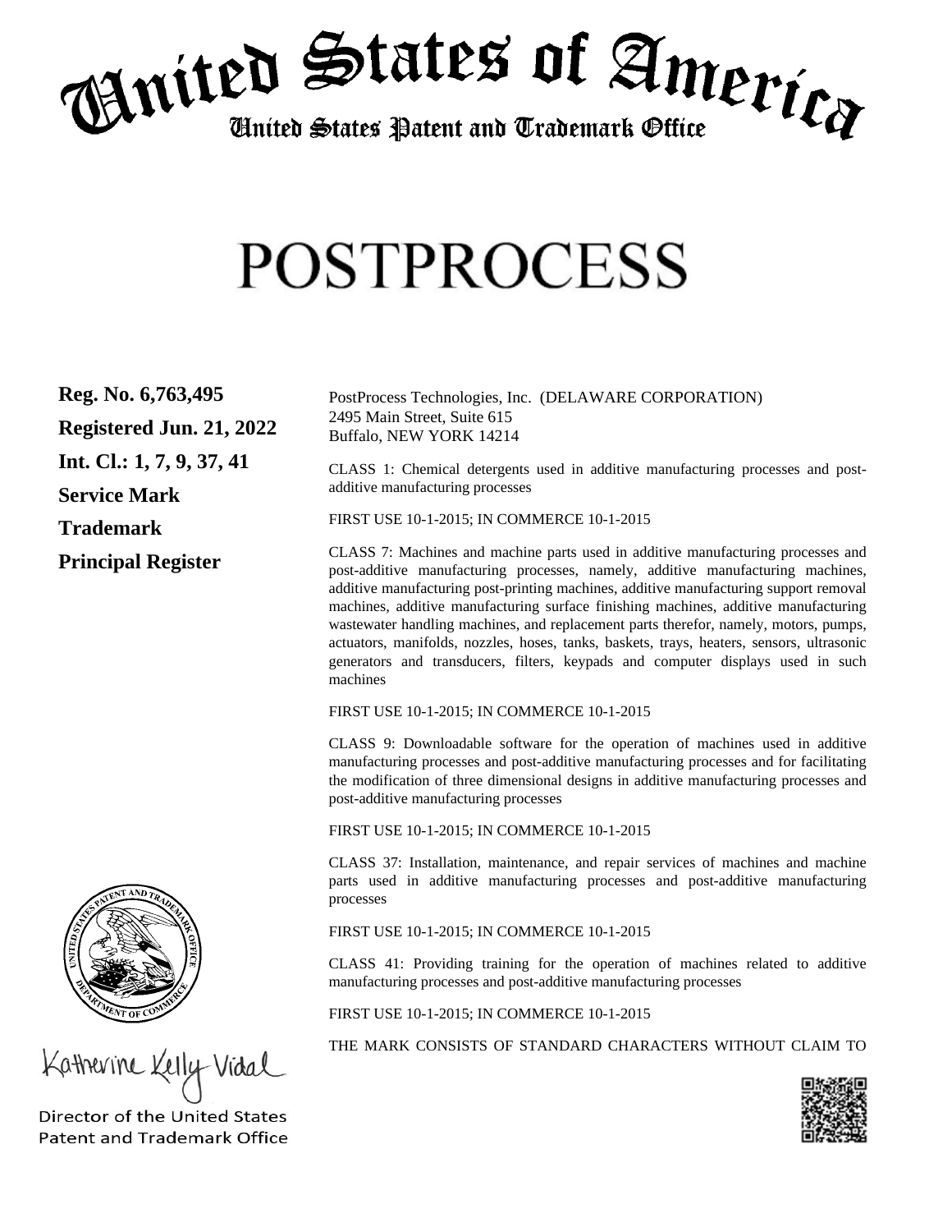# United States of America

## United States Patent and Trademark Office

# POSTPROCESS

**Reg. No. 6,763,495**

**Registered Jun. 21, 2022**

**Int. Cl.: 1, 7, 9, 37, 41**

**Service Mark**

**Trademark**

**Principal Register**

PostProcess Technologies, Inc. (DELAWARE CORPORATION)
2495 Main Street, Suite 615
Buffalo, NEW YORK 14214

CLASS 1: Chemical detergents used in additive manufacturing processes and post-additive manufacturing processes

FIRST USE 10-1-2015; IN COMMERCE 10-1-2015

CLASS 7: Machines and machine parts used in additive manufacturing processes and post-additive manufacturing processes, namely, additive manufacturing machines, additive manufacturing post-printing machines, additive manufacturing support removal machines, additive manufacturing surface finishing machines, additive manufacturing wastewater handling machines, and replacement parts therefor, namely, motors, pumps, actuators, manifolds, nozzles, hoses, tanks, baskets, trays, heaters, sensors, ultrasonic generators and transducers, filters, keypads and computer displays used in such machines

FIRST USE 10-1-2015; IN COMMERCE 10-1-2015

CLASS 9: Downloadable software for the operation of machines used in additive manufacturing processes and post-additive manufacturing processes and for facilitating the modification of three dimensional designs in additive manufacturing processes and post-additive manufacturing processes

FIRST USE 10-1-2015; IN COMMERCE 10-1-2015

CLASS 37: Installation, maintenance, and repair services of machines and machine parts used in additive manufacturing processes and post-additive manufacturing processes

FIRST USE 10-1-2015; IN COMMERCE 10-1-2015

CLASS 41: Providing training for the operation of machines related to additive manufacturing processes and post-additive manufacturing processes

FIRST USE 10-1-2015; IN COMMERCE 10-1-2015

THE MARK CONSISTS OF STANDARD CHARACTERS WITHOUT CLAIM TO

Katherine Kelly Vidal

Director of the United States
Patent and Trademark Office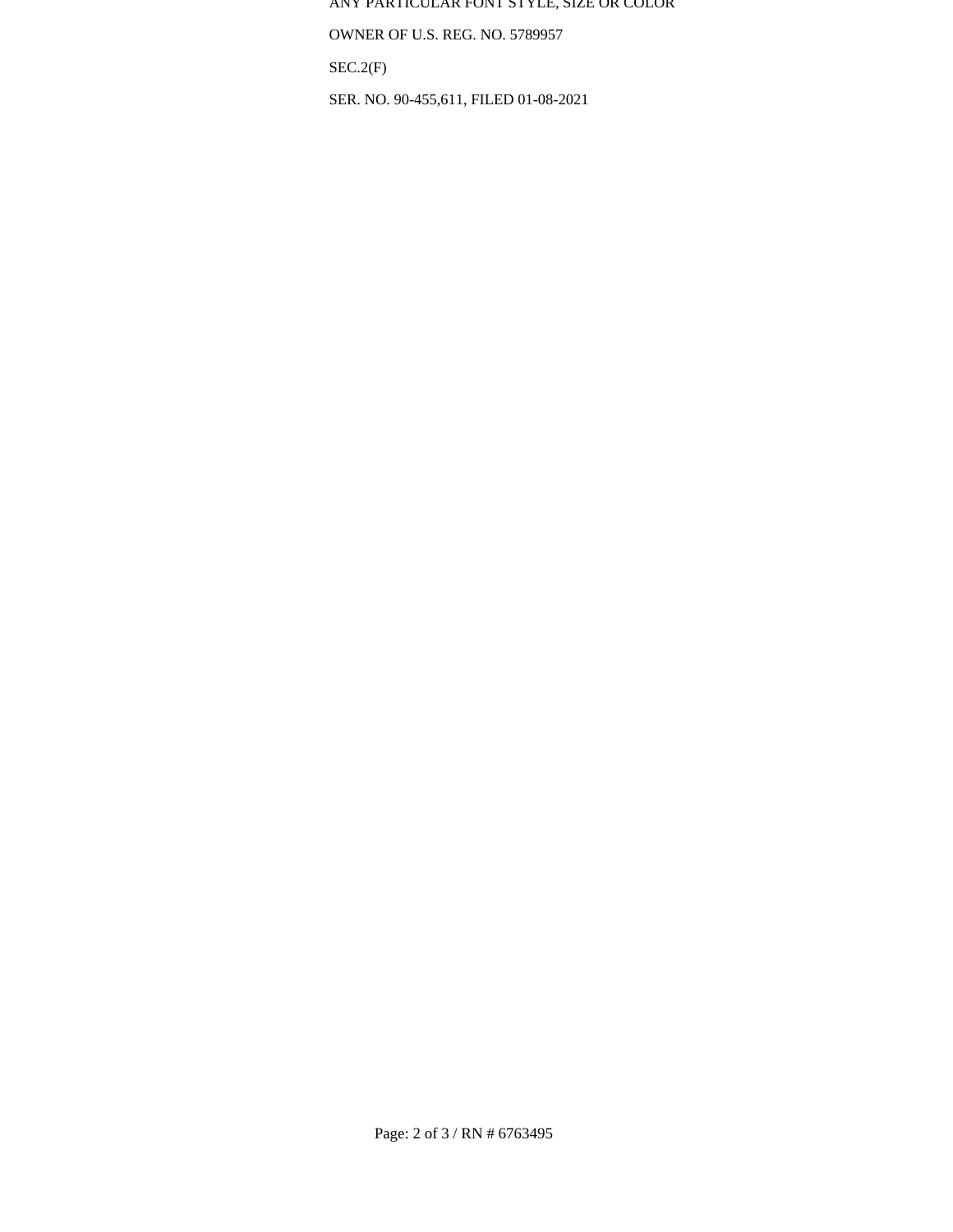ANY PARTICULAR FONT STYLE, SIZE OR COLOR

OWNER OF U.S. REG. NO. 5789957

SEC.2(F)

SER. NO. 90-455,611, FILED 01-08-2021